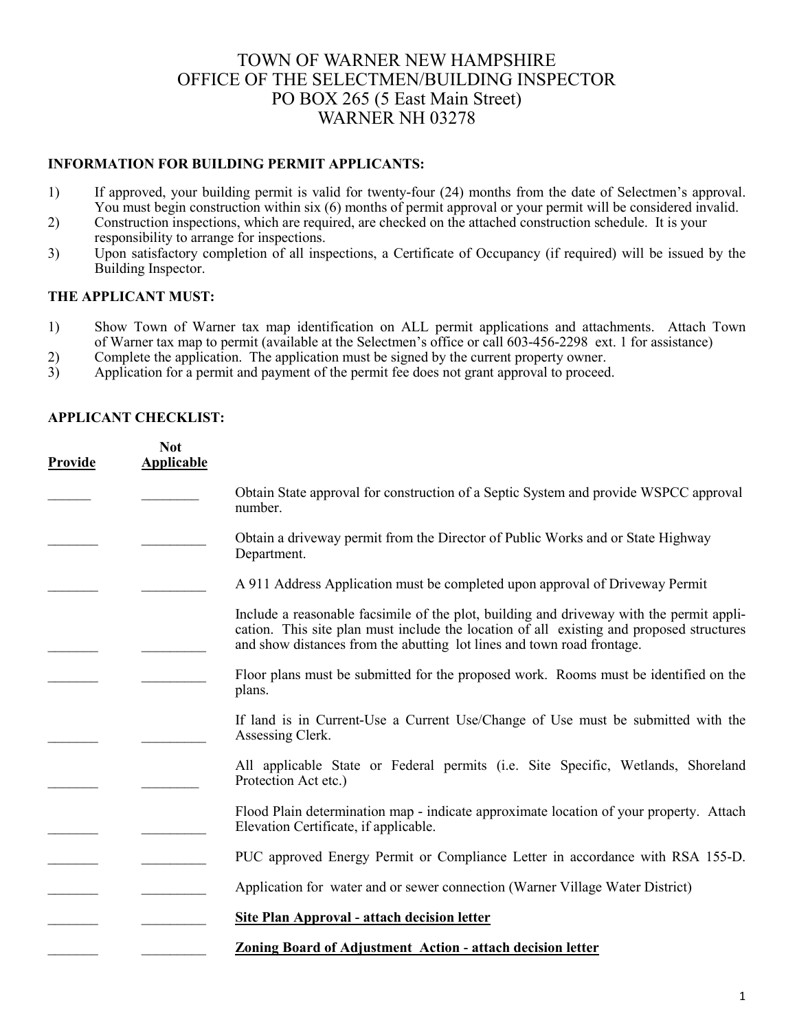# TOWN OF WARNER NEW HAMPSHIRE
## OFFICE OF THE SELECTMEN/BUILDING INSPECTOR
PO BOX 265 (5 East Main Street)
WARNER NH 03278

**INFORMATION FOR BUILDING PERMIT APPLICANTS:**

1) If approved, your building permit is valid for twenty-four (24) months from the date of Selectmen's approval. You must begin construction within six (6) months of permit approval or your permit will be considered invalid.
2) Construction inspections, which are required, are checked on the attached construction schedule. It is your responsibility to arrange for inspections.
3) Upon satisfactory completion of all inspections, a Certificate of Occupancy (if required) will be issued by the Building Inspector.

**THE APPLICANT MUST:**

1) Show Town of Warner tax map identification on ALL permit applications and attachments. Attach Town of Warner tax map to permit (available at the Selectmen's office or call 603-456-2298 ext. 1 for assistance)
2) Complete the application. The application must be signed by the current property owner.
3) Application for a permit and payment of the permit fee does not grant approval to proceed.

**APPLICANT CHECKLIST:**

| Provide | Not Applicable | |
|---|---|---|
| ______ | ________ | Obtain State approval for construction of a Septic System and provide WSPCC approval number. |
| _______ | _________ | Obtain a driveway permit from the Director of Public Works and or State Highway Department. |
| _______ | _________ | A 911 Address Application must be completed upon approval of Driveway Permit |
| _______ | _________ | Include a reasonable facsimile of the plot, building and driveway with the permit application. This site plan must include the location of all existing and proposed structures and show distances from the abutting lot lines and town road frontage. |
| _______ | _________ | Floor plans must be submitted for the proposed work. Rooms must be identified on the plans. |
| _______ | _________ | If land is in Current-Use a Current Use/Change of Use must be submitted with the Assessing Clerk. |
| _______ | ________ | All applicable State or Federal permits (i.e. Site Specific, Wetlands, Shoreland Protection Act etc.) |
| _______ | _________ | Flood Plain determination map - indicate approximate location of your property. Attach Elevation Certificate, if applicable. |
| _______ | _________ | PUC approved Energy Permit or Compliance Letter in accordance with RSA 155-D. |
| _______ | _________ | Application for water and or sewer connection (Warner Village Water District) |
| _______ | _________ | **Site Plan Approval - attach decision letter** |
| _______ | _________ | **Zoning Board of Adjustment Action - attach decision letter** |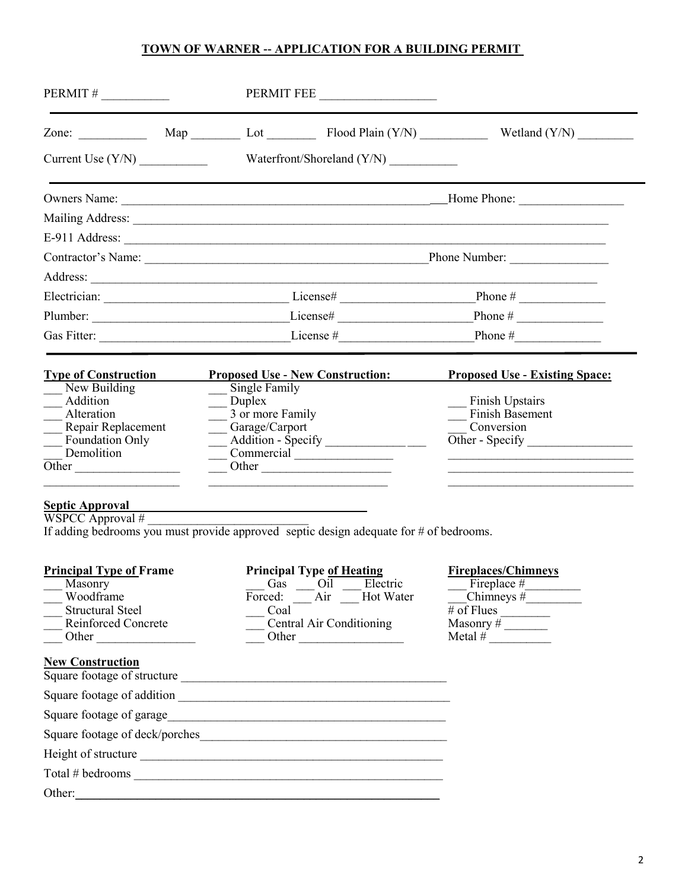## TOWN OF WARNER -- APPLICATION FOR A BUILDING PERMIT

PERMIT # ___________ PERMIT FEE ___________________

---

Zone: ___________ Map ________ Lot ________ Flood Plain (Y/N) ___________ Wetland (Y/N) _________

Current Use (Y/N) ___________ Waterfront/Shoreland (Y/N) ___________

---

Owners Name: ___________________________________________________ Home Phone: _________________

Mailing Address: ___________________________________________________________________________

E-911 Address: ____________________________________________________________________________

Contractor's Name: ______________________________________________ Phone Number: ________________

Address: __________________________________________________________________________________

Electrician: ______________________________ License# ______________________ Phone # ______________

Plumber: ________________________________ License# ______________________ Phone # ______________

Gas Fitter: _______________________________ License # ______________________ Phone # ______________

---

| **Type of Construction** | **Proposed Use - New Construction:** | **Proposed Use - Existing Space:** |
|---|---|---|
| ___ New Building | ___ Single Family | |
| ___ Addition | ___ Duplex | ___ Finish Upstairs |
| ___ Alteration | ___ 3 or more Family | ___ Finish Basement |
| ___ Repair Replacement | ___ Garage/Carport | ___ Conversion |
| ___ Foundation Only | ___ Addition - Specify _____________ ___ | Other - Specify _________________ |
| ___ Demolition | ___ Commercial ________________ | ______________________________ |
| Other _________________ | ___ Other _____________________ | ______________________________ |
| ______________________ | _____________________________ | ______________________________ |

**Septic Approval**

WSPCC Approval # ___________________________

If adding bedrooms you must provide approved septic design adequate for # of bedrooms.

| **Principal Type of Frame** | **Principal Type of Heating** | **Fireplaces/Chimneys** |
|---|---|---|
| ___ Masonry | ___ Gas ___ Oil ___ Electric | ___ Fireplace #_________ |
| ___ Woodframe | Forced: ___ Air ___ Hot Water | ___Chimneys #_________ |
| ___ Structural Steel | ___ Coal | # of Flues ________ |
| ___ Reinforced Concrete | ___ Central Air Conditioning | Masonry # _______ |
| ___ Other ________________ | ___ Other _________________ | Metal # __________ |

**New Construction**

Square footage of structure ____________________________________________

Square footage of addition ____________________________________________

Square footage of garage______________________________________________

Square footage of deck/porches_________________________________________

Height of structure ___________________________________________________

Total # bedrooms ____________________________________________________

Other:______________________________________________________________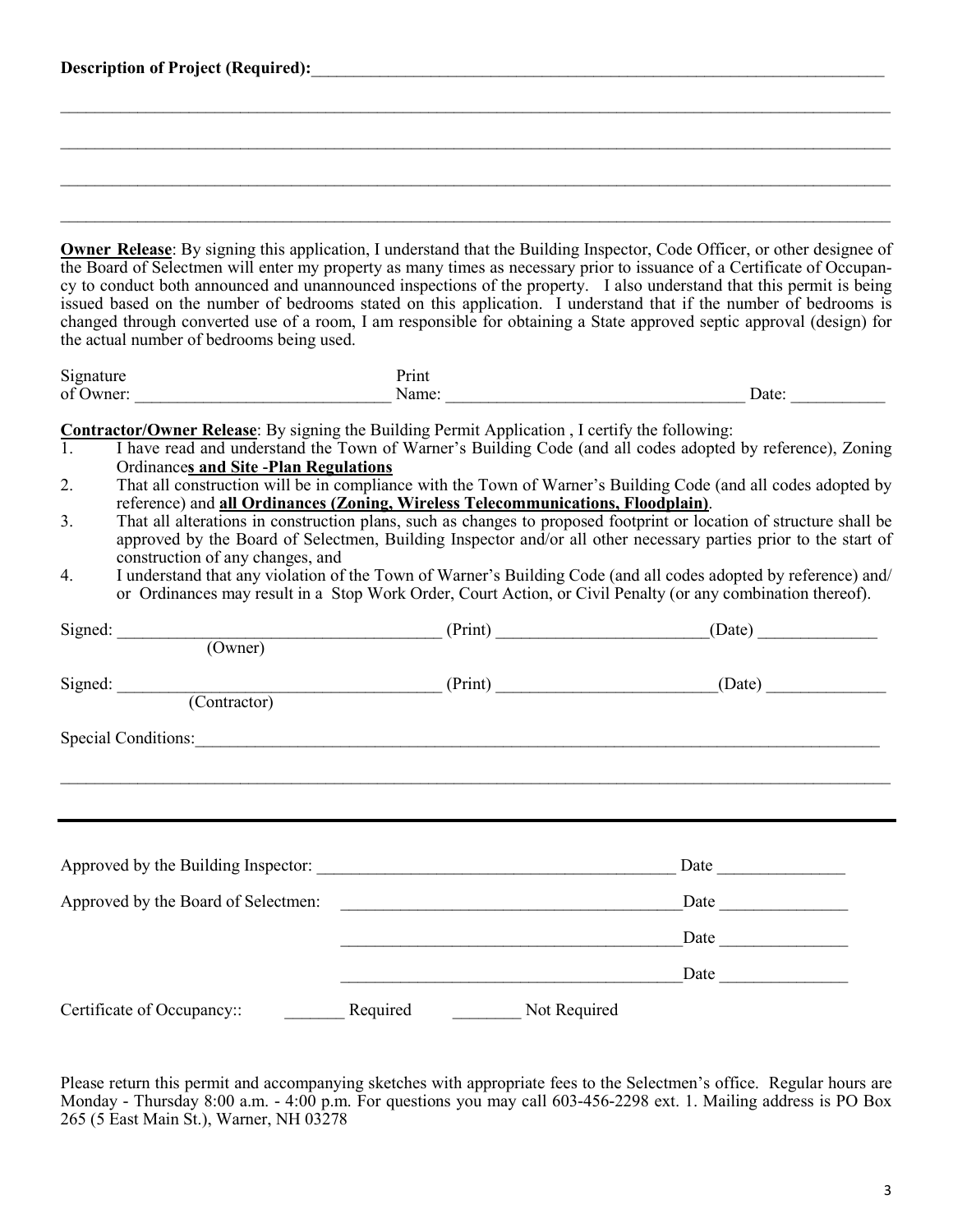**Description of Project (Required):**\_\_\_\_\_\_\_\_\_\_\_\_\_\_\_\_\_\_\_\_\_\_\_\_\_\_\_\_\_\_\_\_\_\_\_\_\_\_\_\_\_\_\_\_\_\_\_\_\_\_\_\_\_\_\_\_\_\_\_\_

\_\_\_\_\_\_\_\_\_\_\_\_\_\_\_\_\_\_\_\_\_\_\_\_\_\_\_\_\_\_\_\_\_\_\_\_\_\_\_\_\_\_\_\_\_\_\_\_\_\_\_\_\_\_\_\_\_\_\_\_\_\_\_\_\_\_\_\_\_\_\_\_\_\_\_\_\_\_\_\_

\_\_\_\_\_\_\_\_\_\_\_\_\_\_\_\_\_\_\_\_\_\_\_\_\_\_\_\_\_\_\_\_\_\_\_\_\_\_\_\_\_\_\_\_\_\_\_\_\_\_\_\_\_\_\_\_\_\_\_\_\_\_\_\_\_\_\_\_\_\_\_\_\_\_\_\_\_\_\_\_

\_\_\_\_\_\_\_\_\_\_\_\_\_\_\_\_\_\_\_\_\_\_\_\_\_\_\_\_\_\_\_\_\_\_\_\_\_\_\_\_\_\_\_\_\_\_\_\_\_\_\_\_\_\_\_\_\_\_\_\_\_\_\_\_\_\_\_\_\_\_\_\_\_\_\_\_\_\_\_\_

\_\_\_\_\_\_\_\_\_\_\_\_\_\_\_\_\_\_\_\_\_\_\_\_\_\_\_\_\_\_\_\_\_\_\_\_\_\_\_\_\_\_\_\_\_\_\_\_\_\_\_\_\_\_\_\_\_\_\_\_\_\_\_\_\_\_\_\_\_\_\_\_\_\_\_\_\_\_\_\_

**Owner Release**: By signing this application, I understand that the Building Inspector, Code Officer, or other designee of the Board of Selectmen will enter my property as many times as necessary prior to issuance of a Certificate of Occupancy to conduct both announced and unannounced inspections of the property. I also understand that this permit is being issued based on the number of bedrooms stated on this application. I understand that if the number of bedrooms is changed through converted use of a room, I am responsible for obtaining a State approved septic approval (design) for the actual number of bedrooms being used.

Signature of Owner: \_\_\_\_\_\_\_\_\_\_\_\_\_\_\_\_\_\_\_\_\_\_\_\_\_\_\_\_ Print Name: \_\_\_\_\_\_\_\_\_\_\_\_\_\_\_\_\_\_\_\_\_\_\_\_\_\_\_\_\_\_\_\_ Date: \_\_\_\_\_\_\_\_\_\_

**Contractor/Owner Release**: By signing the Building Permit Application , I certify the following:

1. I have read and understand the Town of Warner's Building Code (and all codes adopted by reference), Zoning Ordinance**s and Site -Plan Regulations**
2. That all construction will be in compliance with the Town of Warner's Building Code (and all codes adopted by reference) and **all Ordinances (Zoning, Wireless Telecommunications, Floodplain)**.
3. That all alterations in construction plans, such as changes to proposed footprint or location of structure shall be approved by the Board of Selectmen, Building Inspector and/or all other necessary parties prior to the start of construction of any changes, and
4. I understand that any violation of the Town of Warner's Building Code (and all codes adopted by reference) and/or Ordinances may result in a Stop Work Order, Court Action, or Civil Penalty (or any combination thereof).

Signed: \_\_\_\_\_\_\_\_\_\_\_\_\_\_\_\_\_\_\_\_\_\_\_\_\_\_\_\_\_\_\_\_\_\_\_ (Print) \_\_\_\_\_\_\_\_\_\_\_\_\_\_\_\_\_\_\_\_\_\_\_(Date) \_\_\_\_\_\_\_\_\_\_\_\_
(Owner)

Signed: \_\_\_\_\_\_\_\_\_\_\_\_\_\_\_\_\_\_\_\_\_\_\_\_\_\_\_\_\_\_\_\_\_\_\_ (Print) \_\_\_\_\_\_\_\_\_\_\_\_\_\_\_\_\_\_\_\_\_\_\_(Date) \_\_\_\_\_\_\_\_\_\_\_\_
(Contractor)

Special Conditions:\_\_\_\_\_\_\_\_\_\_\_\_\_\_\_\_\_\_\_\_\_\_\_\_\_\_\_\_\_\_\_\_\_\_\_\_\_\_\_\_\_\_\_\_\_\_\_\_\_\_\_\_\_\_\_\_\_\_\_\_\_\_\_\_\_\_\_\_\_\_

\_\_\_\_\_\_\_\_\_\_\_\_\_\_\_\_\_\_\_\_\_\_\_\_\_\_\_\_\_\_\_\_\_\_\_\_\_\_\_\_\_\_\_\_\_\_\_\_\_\_\_\_\_\_\_\_\_\_\_\_\_\_\_\_\_\_\_\_\_\_\_\_\_\_\_\_\_\_\_\_

---

Approved by the Building Inspector: \_\_\_\_\_\_\_\_\_\_\_\_\_\_\_\_\_\_\_\_\_\_\_\_\_\_\_\_\_\_\_\_\_\_\_\_\_\_ Date \_\_\_\_\_\_\_\_\_\_\_\_\_

Approved by the Board of Selectmen: \_\_\_\_\_\_\_\_\_\_\_\_\_\_\_\_\_\_\_\_\_\_\_\_\_\_\_\_\_\_\_\_\_\_\_\_\_Date \_\_\_\_\_\_\_\_\_\_\_\_\_

\_\_\_\_\_\_\_\_\_\_\_\_\_\_\_\_\_\_\_\_\_\_\_\_\_\_\_\_\_\_\_\_\_\_\_\_\_Date \_\_\_\_\_\_\_\_\_\_\_\_\_

\_\_\_\_\_\_\_\_\_\_\_\_\_\_\_\_\_\_\_\_\_\_\_\_\_\_\_\_\_\_\_\_\_\_\_\_\_Date \_\_\_\_\_\_\_\_\_\_\_\_\_

Certificate of Occupancy:: \_\_\_\_\_\_\_ Required \_\_\_\_\_\_\_\_ Not Required

Please return this permit and accompanying sketches with appropriate fees to the Selectmen's office. Regular hours are Monday - Thursday 8:00 a.m. - 4:00 p.m. For questions you may call 603-456-2298 ext. 1. Mailing address is PO Box 265 (5 East Main St.), Warner, NH 03278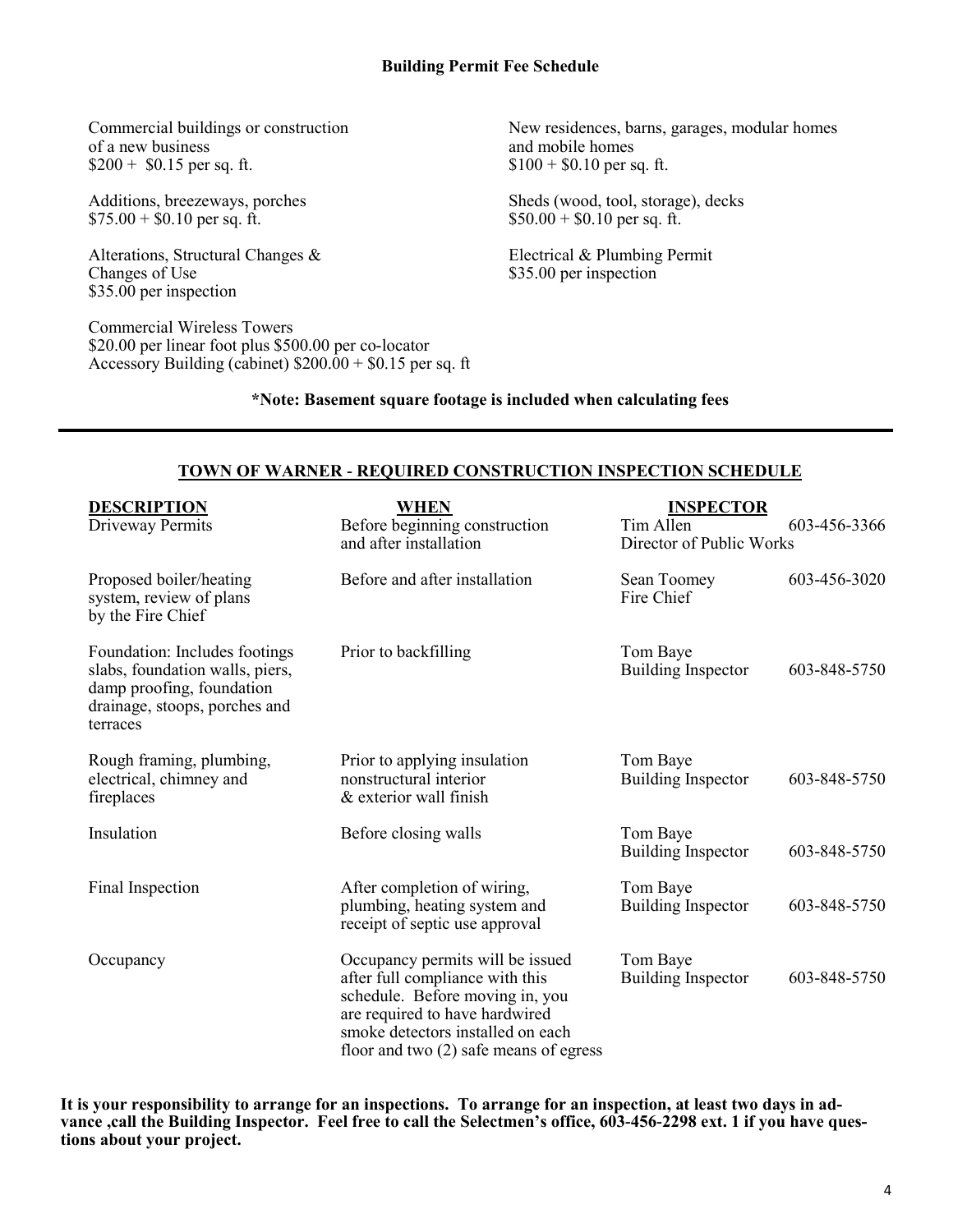## Building Permit Fee Schedule

Commercial buildings or construction of a new business
$200 + $0.15 per sq. ft.

Additions, breezeways, porches
$75.00 + $0.10 per sq. ft.

Alterations, Structural Changes & Changes of Use
$35.00 per inspection

Commercial Wireless Towers
$20.00 per linear foot plus $500.00 per co-locator
Accessory Building (cabinet) $200.00 + $0.15 per sq. ft

New residences, barns, garages, modular homes and mobile homes
$100 + $0.10 per sq. ft.

Sheds (wood, tool, storage), decks
$50.00 + $0.10 per sq. ft.

Electrical & Plumbing Permit
$35.00 per inspection

**\*Note: Basement square footage is included when calculating fees**

---

## TOWN OF WARNER - REQUIRED CONSTRUCTION INSPECTION SCHEDULE

| DESCRIPTION | WHEN | INSPECTOR | |
|---|---|---|---|
| Driveway Permits | Before beginning construction and after installation | Tim Allen<br>Director of Public Works | 603-456-3366 |
| Proposed boiler/heating system, review of plans by the Fire Chief | Before and after installation | Sean Toomey<br>Fire Chief | 603-456-3020 |
| Foundation: Includes footings slabs, foundation walls, piers, damp proofing, foundation drainage, stoops, porches and terraces | Prior to backfilling | Tom Baye<br>Building Inspector | 603-848-5750 |
| Rough framing, plumbing, electrical, chimney and fireplaces | Prior to applying insulation nonstructural interior & exterior wall finish | Tom Baye<br>Building Inspector | 603-848-5750 |
| Insulation | Before closing walls | Tom Baye<br>Building Inspector | 603-848-5750 |
| Final Inspection | After completion of wiring, plumbing, heating system and receipt of septic use approval | Tom Baye<br>Building Inspector | 603-848-5750 |
| Occupancy | Occupancy permits will be issued after full compliance with this schedule. Before moving in, you are required to have hardwired smoke detectors installed on each floor and two (2) safe means of egress | Tom Baye<br>Building Inspector | 603-848-5750 |

**It is your responsibility to arrange for an inspections. To arrange for an inspection, at least two days in advance ,call the Building Inspector. Feel free to call the Selectmen's office, 603-456-2298 ext. 1 if you have questions about your project.**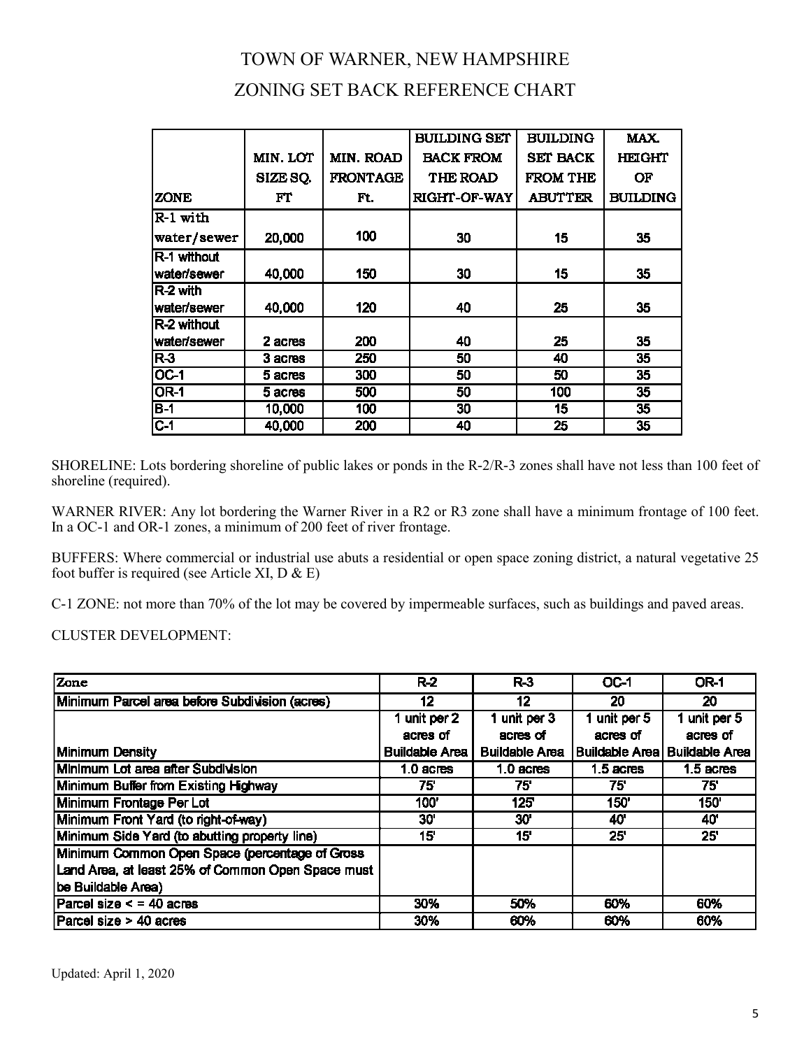# TOWN OF WARNER, NEW HAMPSHIRE

## ZONING SET BACK REFERENCE CHART

| ZONE | MIN. LOT SIZE SQ. FT | MIN. ROAD FRONTAGE Ft. | BUILDING SET BACK FROM THE ROAD RIGHT-OF-WAY | BUILDING SET BACK FROM THE ABUTTER | MAX. HEIGHT OF BUILDING |
|---|---|---|---|---|---|
| R-1 with water/sewer | 20,000 | 100 | 30 | 15 | 35 |
| R-1 without water/sewer | 40,000 | 150 | 30 | 15 | 35 |
| R-2 with water/sewer | 40,000 | 120 | 40 | 25 | 35 |
| R-2 without water/sewer | 2 acres | 200 | 40 | 25 | 35 |
| R-3 | 3 acres | 250 | 50 | 40 | 35 |
| OC-1 | 5 acres | 300 | 50 | 50 | 35 |
| OR-1 | 5 acres | 500 | 50 | 100 | 35 |
| B-1 | 10,000 | 100 | 30 | 15 | 35 |
| C-1 | 40,000 | 200 | 40 | 25 | 35 |

SHORELINE: Lots bordering shoreline of public lakes or ponds in the R-2/R-3 zones shall have not less than 100 feet of shoreline (required).

WARNER RIVER: Any lot bordering the Warner River in a R2 or R3 zone shall have a minimum frontage of 100 feet. In a OC-1 and OR-1 zones, a minimum of 200 feet of river frontage.

BUFFERS: Where commercial or industrial use abuts a residential or open space zoning district, a natural vegetative 25 foot buffer is required (see Article XI, D & E)

C-1 ZONE: not more than 70% of the lot may be covered by impermeable surfaces, such as buildings and paved areas.

CLUSTER DEVELOPMENT:

| Zone | R-2 | R-3 | OC-1 | OR-1 |
|---|---|---|---|---|
| Minimum Parcel area before Subdivision (acres) | 12 | 12 | 20 | 20 |
| Minimum Density | 1 unit per 2 acres of Buildable Area | 1 unit per 3 acres of Buildable Area | 1 unit per 5 acres of Buildable Area | 1 unit per 5 acres of Buildable Area |
| Minimum Lot area after Subdivision | 1.0 acres | 1.0 acres | 1.5 acres | 1.5 acres |
| Minimum Buffer from Existing Highway | 75' | 75' | 75' | 75' |
| Minimum Frontage Per Lot | 100' | 125' | 150' | 150' |
| Minimum Front Yard (to right-of-way) | 30' | 30' | 40' | 40' |
| Minimum Side Yard (to abutting property line) | 15' | 15' | 25' | 25' |
| Minimum Common Open Space (percentage of Gross Land Area, at least 25% of Common Open Space must be Buildable Area) | | | | |
| Parcel size < = 40 acres | 30% | 50% | 60% | 60% |
| Parcel size > 40 acres | 30% | 60% | 60% | 60% |

Updated: April 1, 2020